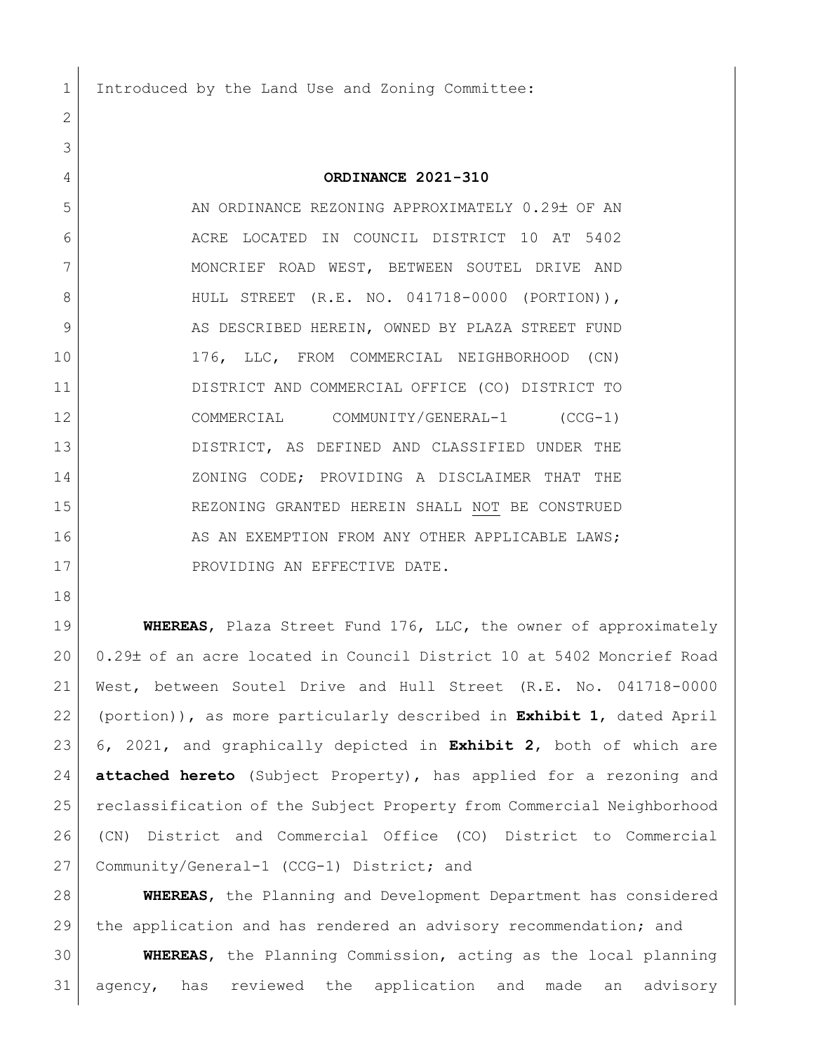Introduced by the Land Use and Zoning Committee:

**ORDINANCE 2021-310**

AN ORDINANCE REZONING APPROXIMATELY 0.29± OF AN ACRE LOCATED IN COUNCIL DISTRICT 10 AT 5402 MONCRIEF ROAD WEST, BETWEEN SOUTEL DRIVE AND HULL STREET (R.E. NO. 041718-0000 (PORTION)), AS DESCRIBED HEREIN, OWNED BY PLAZA STREET FUND 176, LLC, FROM COMMERCIAL NEIGHBORHOOD (CN) DISTRICT AND COMMERCIAL OFFICE (CO) DISTRICT TO COMMERCIAL COMMUNITY/GENERAL-1 (CCG-1) DISTRICT, AS DEFINED AND CLASSIFIED UNDER THE ZONING CODE; PROVIDING A DISCLAIMER THAT THE REZONING GRANTED HEREIN SHALL NOT BE CONSTRUED AS AN EXEMPTION FROM ANY OTHER APPLICABLE LAWS; PROVIDING AN EFFECTIVE DATE.

**WHEREAS**, Plaza Street Fund 176, LLC, the owner of approximately 0.29± of an acre located in Council District 10 at 5402 Moncrief Road West, between Soutel Drive and Hull Street (R.E. No. 041718-0000 (portion)), as more particularly described in **Exhibit 1**, dated April 6, 2021, and graphically depicted in **Exhibit 2**, both of which are **attached hereto** (Subject Property), has applied for a rezoning and reclassification of the Subject Property from Commercial Neighborhood (CN) District and Commercial Office (CO) District to Commercial Community/General-1 (CCG-1) District; and

**WHEREAS**, the Planning and Development Department has considered the application and has rendered an advisory recommendation; and

**WHEREAS**, the Planning Commission, acting as the local planning agency, has reviewed the application and made an advisory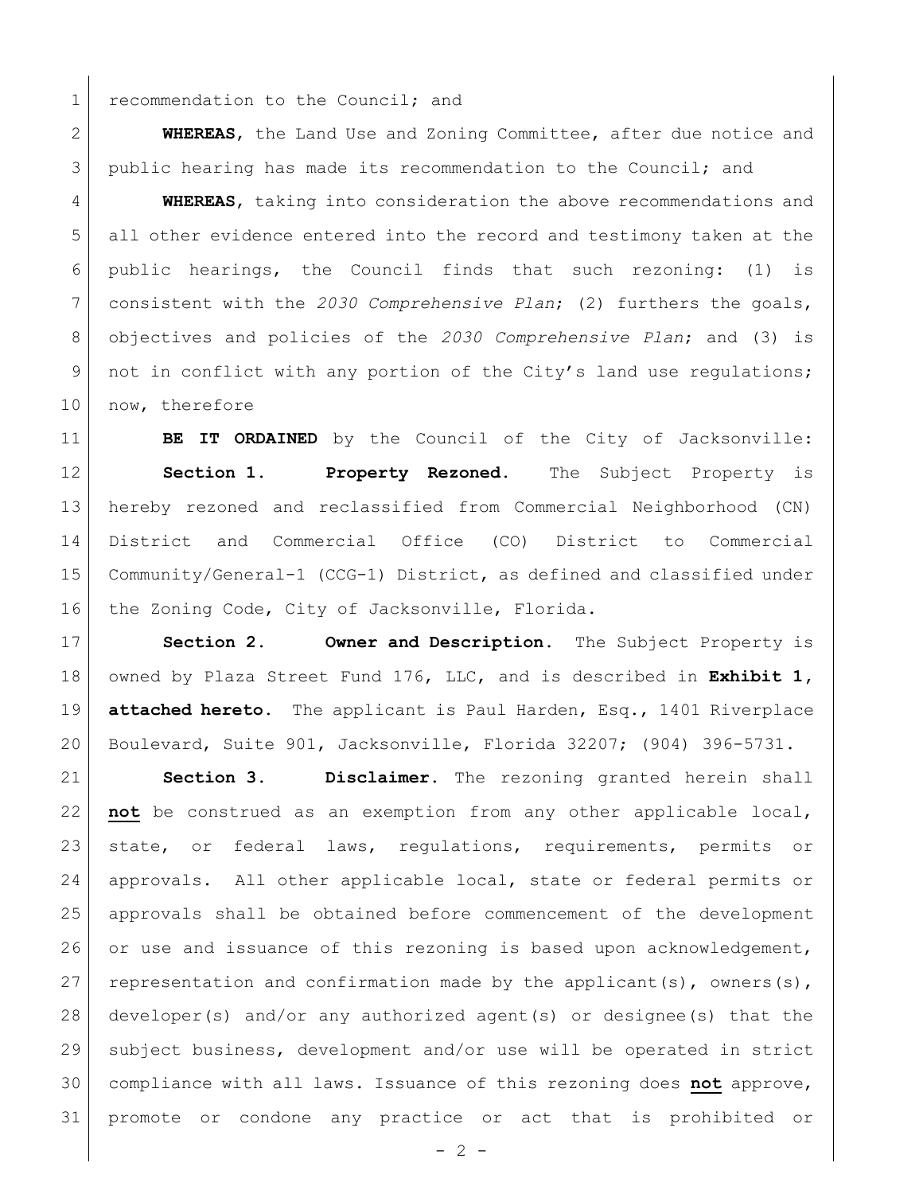recommendation to the Council; and

**WHEREAS**, the Land Use and Zoning Committee, after due notice and public hearing has made its recommendation to the Council; and

**WHEREAS**, taking into consideration the above recommendations and all other evidence entered into the record and testimony taken at the public hearings, the Council finds that such rezoning: (1) is consistent with the *2030 Comprehensive Plan*; (2) furthers the goals, objectives and policies of the *2030 Comprehensive Plan*; and (3) is not in conflict with any portion of the City's land use regulations; now, therefore

**BE IT ORDAINED** by the Council of the City of Jacksonville:

**Section 1. Property Rezoned.** The Subject Property is hereby rezoned and reclassified from Commercial Neighborhood (CN) District and Commercial Office (CO) District to Commercial Community/General-1 (CCG-1) District, as defined and classified under the Zoning Code, City of Jacksonville, Florida.

**Section 2. Owner and Description.** The Subject Property is owned by Plaza Street Fund 176, LLC, and is described in **Exhibit 1, attached hereto.** The applicant is Paul Harden, Esq., 1401 Riverplace Boulevard, Suite 901, Jacksonville, Florida 32207; (904) 396-5731.

**Section 3. Disclaimer.** The rezoning granted herein shall **not** be construed as an exemption from any other applicable local, state, or federal laws, regulations, requirements, permits or approvals. All other applicable local, state or federal permits or approvals shall be obtained before commencement of the development or use and issuance of this rezoning is based upon acknowledgement, representation and confirmation made by the applicant(s), owners(s), developer(s) and/or any authorized agent(s) or designee(s) that the subject business, development and/or use will be operated in strict compliance with all laws. Issuance of this rezoning does **not** approve, promote or condone any practice or act that is prohibited or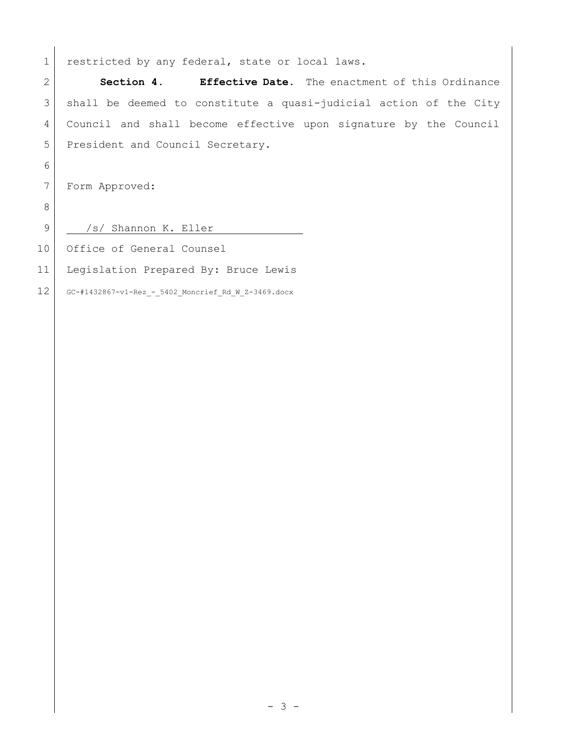restricted by any federal, state or local laws.

**Section 4. Effective Date.** The enactment of this Ordinance shall be deemed to constitute a quasi-judicial action of the City Council and shall become effective upon signature by the Council President and Council Secretary.

Form Approved:

/s/ Shannon K. Eller

Office of General Counsel

Legislation Prepared By: Bruce Lewis

GC-#1432867-v1-Rez_-_5402_Moncrief_Rd_W_Z-3469.docx